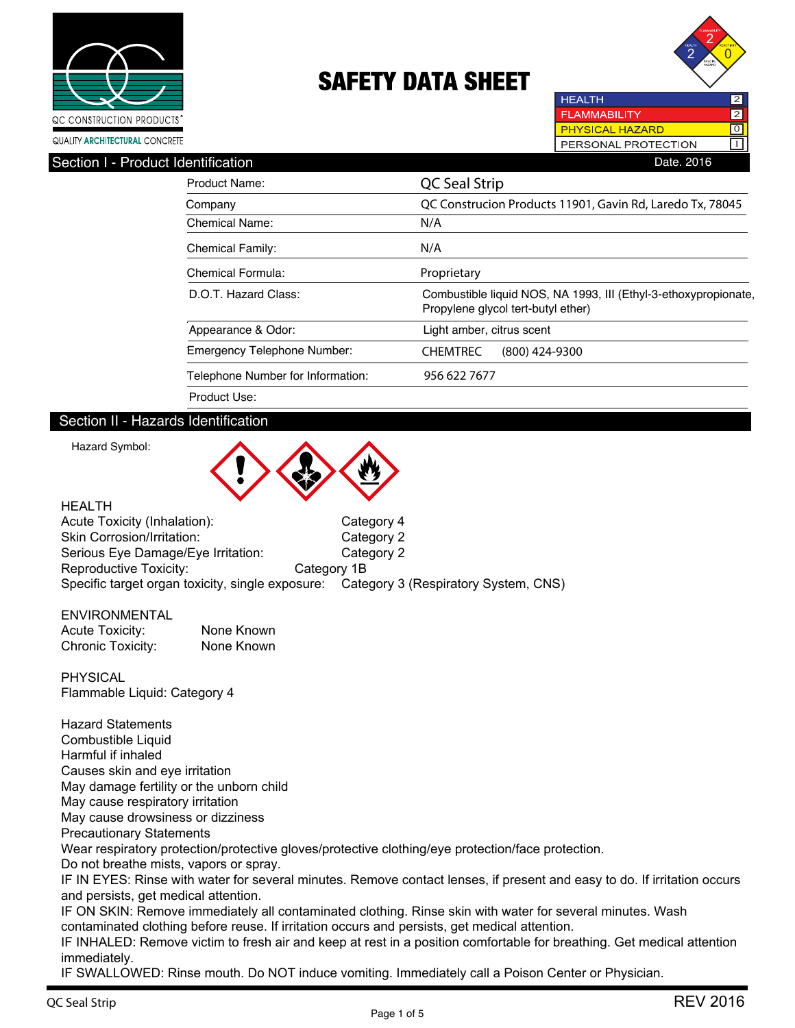QC CONSTRUCTION PRODUCTS®

QUALITY ARCHITECTURAL CONCRETE

# SAFETY DATA SHEET

| | |
|---|---|
| HEALTH | 2 |
| FLAMMABILITY | 2 |
| PHYSICAL HAZARD | 0 |
| PERSONAL PROTECTION | I |

## Section I - Product Identification

Date. 2016

| | |
|---|---|
| Product Name: | QC Seal Strip |
| Company | QC Construcion Products 11901, Gavin Rd, Laredo Tx, 78045 |
| Chemical Name: | N/A |
| Chemical Family: | N/A |
| Chemical Formula: | Proprietary |
| D.O.T. Hazard Class: | Combustible liquid NOS, NA 1993, III (Ethyl-3-ethoxypropionate, Propylene glycol tert-butyl ether) |
| Appearance & Odor: | Light amber, citrus scent |
| Emergency Telephone Number: | CHEMTREC (800) 424-9300 |
| Telephone Number for Information: | 956 622 7677 |
| Product Use: | |

## Section II - Hazards Identification

Hazard Symbol:

HEALTH

| | |
|---|---|
| Acute Toxicity (Inhalation): | Category 4 |
| Skin Corrosion/Irritation: | Category 2 |
| Serious Eye Damage/Eye Irritation: | Category 2 |
| Reproductive Toxicity: | Category 1B |
| Specific target organ toxicity, single exposure: | Category 3 (Respiratory System, CNS) |

ENVIRONMENTAL

| | |
|---|---|
| Acute Toxicity: | None Known |
| Chronic Toxicity: | None Known |

PHYSICAL

Flammable Liquid: Category 4

Hazard Statements

Combustible Liquid

Harmful if inhaled

Causes skin and eye irritation

May damage fertility or the unborn child

May cause respiratory irritation

May cause drowsiness or dizziness

Precautionary Statements

Wear respiratory protection/protective gloves/protective clothing/eye protection/face protection.

Do not breathe mists, vapors or spray.

IF IN EYES: Rinse with water for several minutes. Remove contact lenses, if present and easy to do. If irritation occurs and persists, get medical attention.

IF ON SKIN: Remove immediately all contaminated clothing. Rinse skin with water for several minutes. Wash contaminated clothing before reuse. If irritation occurs and persists, get medical attention.

IF INHALED: Remove victim to fresh air and keep at rest in a position comfortable for breathing. Get medical attention immediately.

IF SWALLOWED: Rinse mouth. Do NOT induce vomiting. Immediately call a Poison Center or Physician.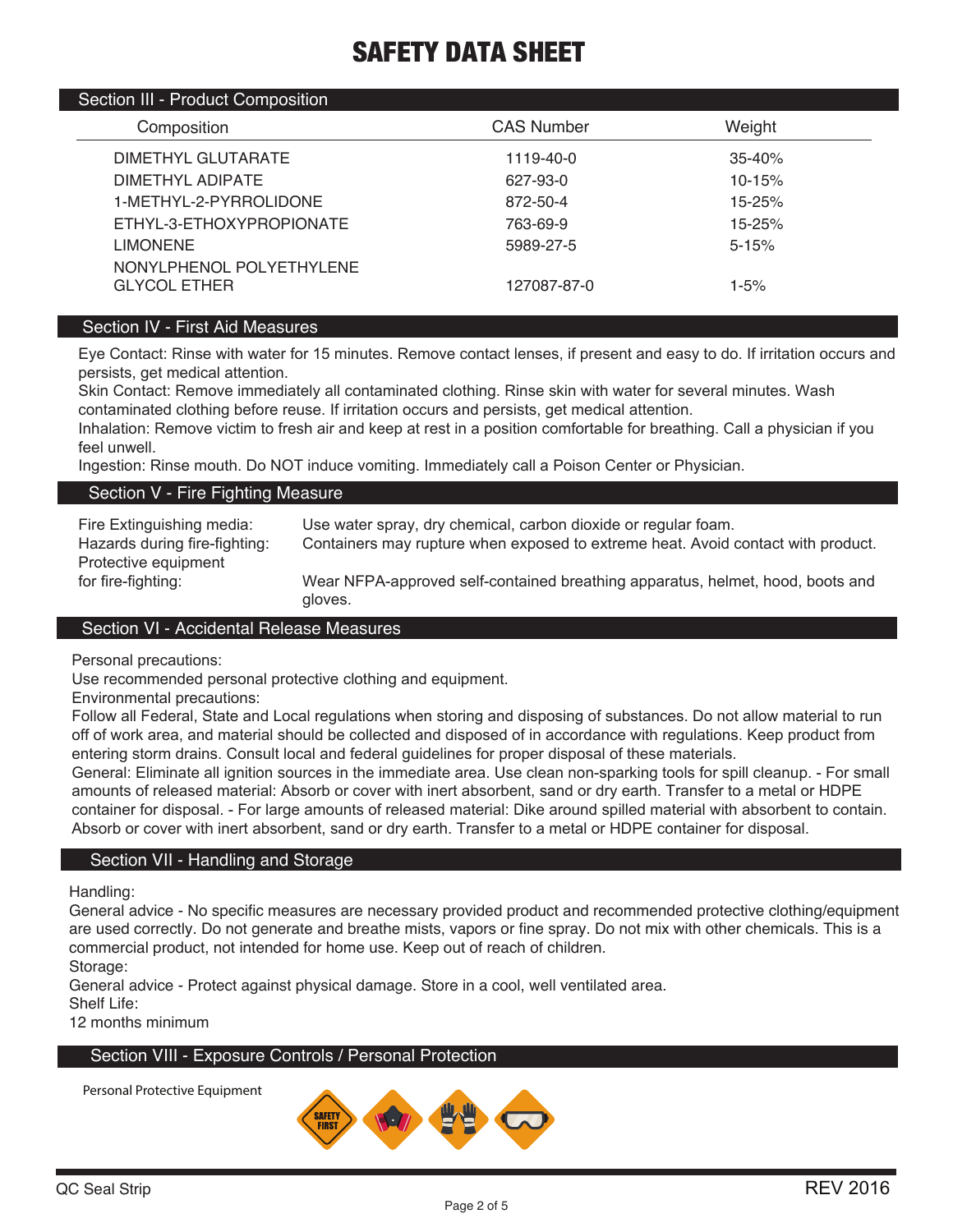# SAFETY DATA SHEET

## Section III - Product Composition

| Composition | CAS Number | Weight |
|---|---|---|
| DIMETHYL GLUTARATE | 1119-40-0 | 35-40% |
| DIMETHYL ADIPATE | 627-93-0 | 10-15% |
| 1-METHYL-2-PYRROLIDONE | 872-50-4 | 15-25% |
| ETHYL-3-ETHOXYPROPIONATE | 763-69-9 | 15-25% |
| LIMONENE | 5989-27-5 | 5-15% |
| NONYLPHENOL POLYETHYLENE GLYCOL ETHER | 127087-87-0 | 1-5% |

## Section IV - First Aid Measures

Eye Contact: Rinse with water for 15 minutes. Remove contact lenses, if present and easy to do. If irritation occurs and persists, get medical attention.
Skin Contact: Remove immediately all contaminated clothing. Rinse skin with water for several minutes. Wash contaminated clothing before reuse. If irritation occurs and persists, get medical attention.
Inhalation: Remove victim to fresh air and keep at rest in a position comfortable for breathing. Call a physician if you feel unwell.
Ingestion: Rinse mouth. Do NOT induce vomiting. Immediately call a Poison Center or Physician.

## Section V - Fire Fighting Measure

Fire Extinguishing media: Use water spray, dry chemical, carbon dioxide or regular foam.
Hazards during fire-fighting: Containers may rupture when exposed to extreme heat. Avoid contact with product.
Protective equipment for fire-fighting: Wear NFPA-approved self-contained breathing apparatus, helmet, hood, boots and gloves.

## Section VI - Accidental Release Measures

Personal precautions:
Use recommended personal protective clothing and equipment.
Environmental precautions:
Follow all Federal, State and Local regulations when storing and disposing of substances. Do not allow material to run off of work area, and material should be collected and disposed of in accordance with regulations. Keep product from entering storm drains. Consult local and federal guidelines for proper disposal of these materials.
General: Eliminate all ignition sources in the immediate area. Use clean non-sparking tools for spill cleanup. - For small amounts of released material: Absorb or cover with inert absorbent, sand or dry earth. Transfer to a metal or HDPE container for disposal. - For large amounts of released material: Dike around spilled material with absorbent to contain. Absorb or cover with inert absorbent, sand or dry earth. Transfer to a metal or HDPE container for disposal.

## Section VII - Handling and Storage

Handling:
General advice - No specific measures are necessary provided product and recommended protective clothing/equipment are used correctly. Do not generate and breathe mists, vapors or fine spray. Do not mix with other chemicals. This is a commercial product, not intended for home use. Keep out of reach of children.
Storage:
General advice - Protect against physical damage. Store in a cool, well ventilated area.
Shelf Life:
12 months minimum

## Section VIII - Exposure Controls / Personal Protection

Personal Protective Equipment

QC Seal Strip

REV 2016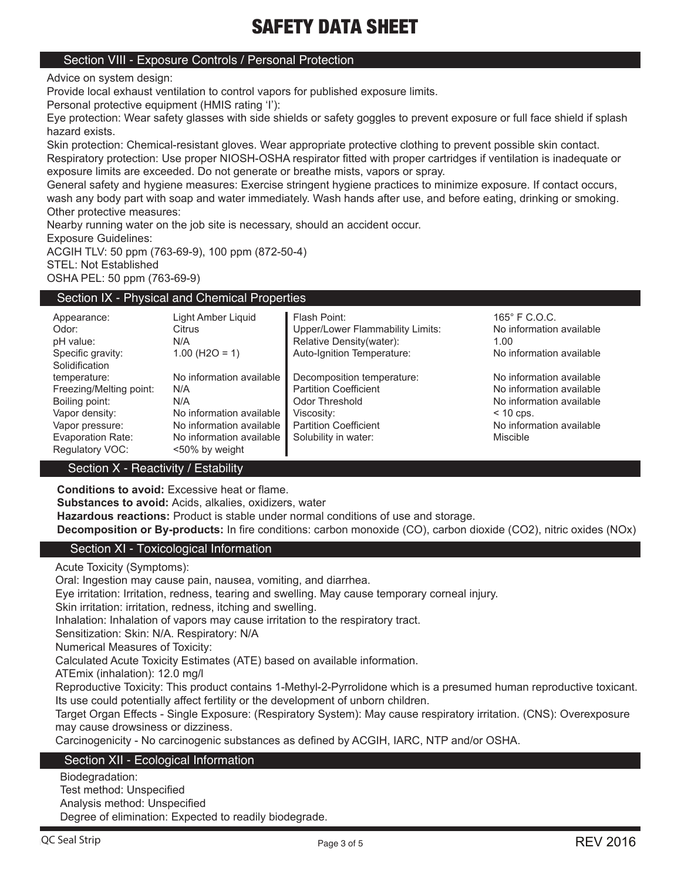# SAFETY DATA SHEET

## Section VIII - Exposure Controls / Personal Protection

Advice on system design:

Provide local exhaust ventilation to control vapors for published exposure limits.

Personal protective equipment (HMIS rating 'I'):

Eye protection: Wear safety glasses with side shields or safety goggles to prevent exposure or full face shield if splash hazard exists.

Skin protection: Chemical-resistant gloves. Wear appropriate protective clothing to prevent possible skin contact.

Respiratory protection: Use proper NIOSH-OSHA respirator fitted with proper cartridges if ventilation is inadequate or exposure limits are exceeded. Do not generate or breathe mists, vapors or spray.

General safety and hygiene measures: Exercise stringent hygiene practices to minimize exposure. If contact occurs, wash any body part with soap and water immediately. Wash hands after use, and before eating, drinking or smoking.

Other protective measures:

Nearby running water on the job site is necessary, should an accident occur.

Exposure Guidelines:

ACGIH TLV: 50 ppm (763-69-9), 100 ppm (872-50-4)

STEL: Not Established

OSHA PEL: 50 ppm (763-69-9)

## Section IX - Physical and Chemical Properties

| Property | Value | Property | Value |
|---|---|---|---|
| Appearance: | Light Amber Liquid | Flash Point: | 165° F C.O.C. |
| Odor: | Citrus | Upper/Lower Flammability Limits: | No information available |
| pH value: | N/A | Relative Density(water): | 1.00 |
| Specific gravity: | 1.00 ($H_2O$ = 1) | Auto-Ignition Temperature: | No information available |
| Solidification temperature: | No information available | Decomposition temperature: | No information available |
| Freezing/Melting point: | N/A | Partition Coefficient | No information available |
| Boiling point: | N/A | Odor Threshold | No information available |
| Vapor density: | No information available | Viscosity: | < 10 cps. |
| Vapor pressure: | No information available | Partition Coefficient | No information available |
| Evaporation Rate: | No information available | Solubility in water: | Miscible |
| Regulatory VOC: | <50% by weight | | |

## Section X - Reactivity / Estability

**Conditions to avoid:** Excessive heat or flame.

**Substances to avoid:** Acids, alkalies, oxidizers, water

**Hazardous reactions:** Product is stable under normal conditions of use and storage.

**Decomposition or By-products:** In fire conditions: carbon monoxide (CO), carbon dioxide ($CO_2$), nitric oxides ($NO_x$)

## Section XI - Toxicological Information

Acute Toxicity (Symptoms):

Oral: Ingestion may cause pain, nausea, vomiting, and diarrhea.

Eye irritation: Irritation, redness, tearing and swelling. May cause temporary corneal injury.

Skin irritation: irritation, redness, itching and swelling.

Inhalation: Inhalation of vapors may cause irritation to the respiratory tract.

Sensitization: Skin: N/A. Respiratory: N/A

Numerical Measures of Toxicity:

Calculated Acute Toxicity Estimates (ATE) based on available information.

ATEmix (inhalation): 12.0 mg/l

Reproductive Toxicity: This product contains 1-Methyl-2-Pyrrolidone which is a presumed human reproductive toxicant. Its use could potentially affect fertility or the development of unborn children.

Target Organ Effects - Single Exposure: (Respiratory System): May cause respiratory irritation. (CNS): Overexposure may cause drowsiness or dizziness.

Carcinogenicity - No carcinogenic substances as defined by ACGIH, IARC, NTP and/or OSHA.

## Section XII - Ecological Information

Biodegradation:

Test method: Unspecified

Analysis method: Unspecified

Degree of elimination: Expected to readily biodegrade.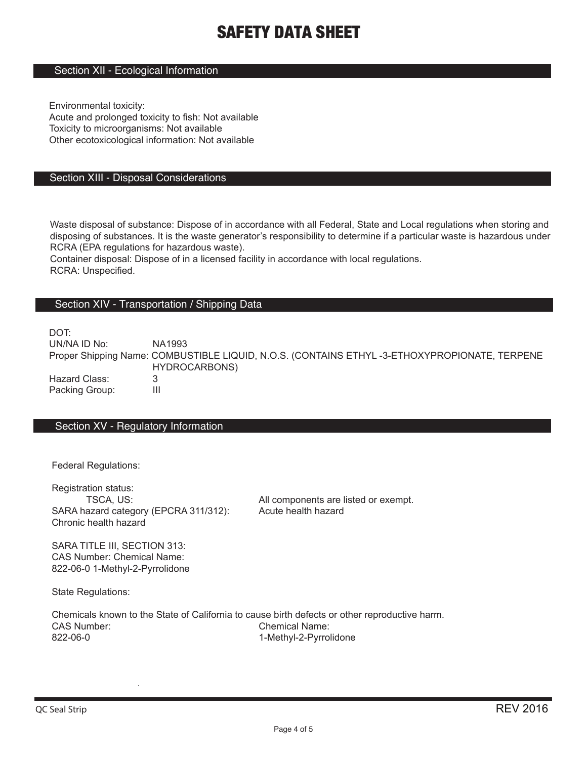# SAFETY DATA SHEET

## Section XII - Ecological Information

Environmental toxicity:
Acute and prolonged toxicity to fish: Not available
Toxicity to microorganisms: Not available
Other ecotoxicological information: Not available

## Section XIII - Disposal Considerations

Waste disposal of substance: Dispose of in accordance with all Federal, State and Local regulations when storing and disposing of substances. It is the waste generator's responsibility to determine if a particular waste is hazardous under RCRA (EPA regulations for hazardous waste).
Container disposal: Dispose of in a licensed facility in accordance with local regulations.
RCRA: Unspecified.

## Section XIV - Transportation / Shipping Data

DOT:
UN/NA ID No: NA1993
Proper Shipping Name: COMBUSTIBLE LIQUID, N.O.S. (CONTAINS ETHYL -3-ETHOXYPROPIONATE, TERPENE HYDROCARBONS)
Hazard Class: 3
Packing Group: III

## Section XV - Regulatory Information

Federal Regulations:

Registration status:
TSCA, US: All components are listed or exempt.
SARA hazard category (EPCRA 311/312): Acute health hazard
Chronic health hazard

SARA TITLE III, SECTION 313:
CAS Number: Chemical Name:
822-06-0 1-Methyl-2-Pyrrolidone

State Regulations:

Chemicals known to the State of California to cause birth defects or other reproductive harm.

| CAS Number: | Chemical Name: |
|---|---|
| 822-06-0 | 1-Methyl-2-Pyrrolidone |

QC Seal Strip REV 2016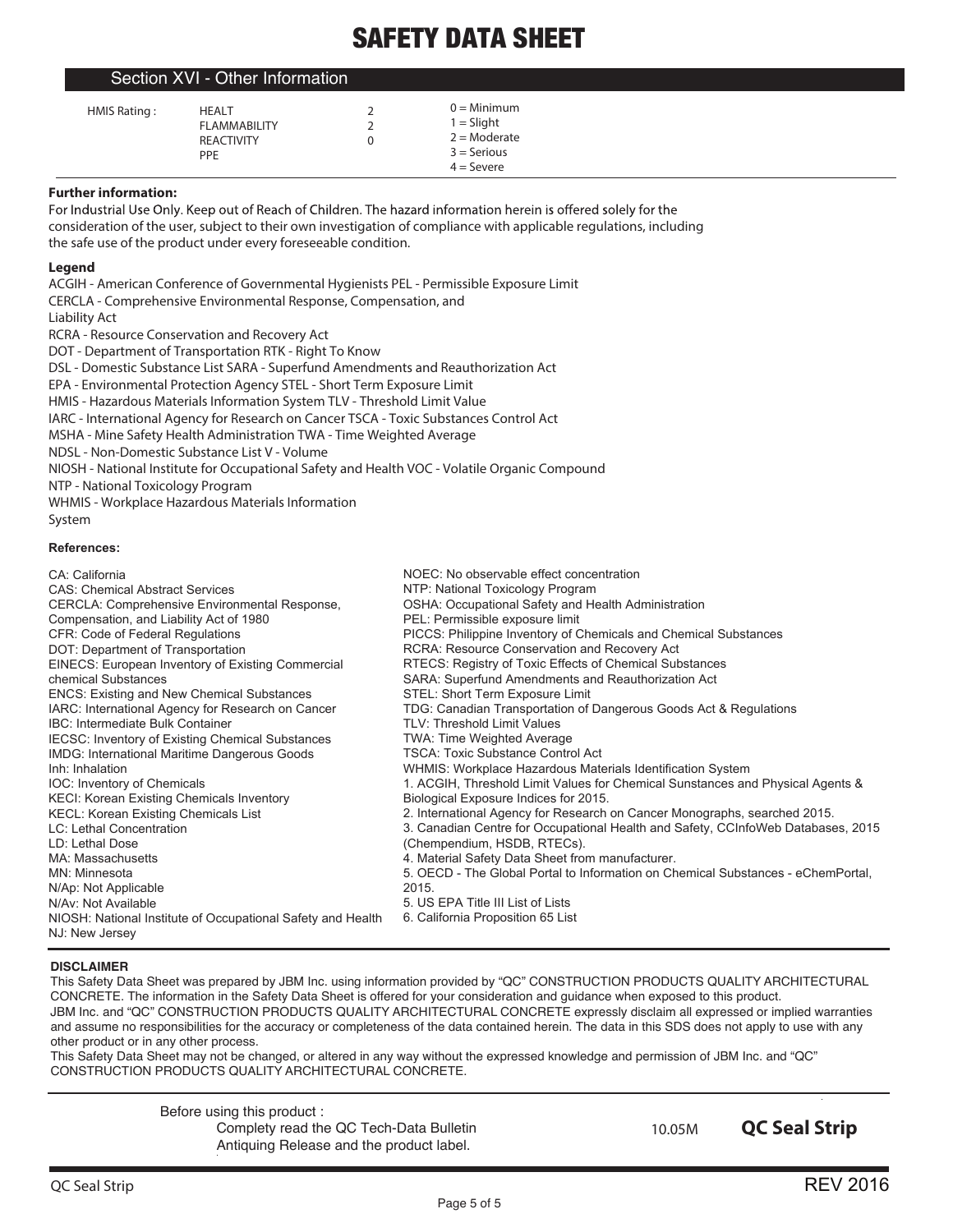# SAFETY DATA SHEET

## Section XVI - Other Information

| | | | |
|---|---|---|---|
| HMIS Rating : | HEALT | 2 | 0 = Minimum |
| | FLAMMABILITY | 2 | 1 = Slight |
| | REACTIVITY | 0 | 2 = Moderate |
| | PPE | | 3 = Serious |
| | | | 4 = Severe |

**Further information:**

For Industrial Use Only. Keep out of Reach of Children. The hazard information herein is offered solely for the consideration of the user, subject to their own investigation of compliance with applicable regulations, including the safe use of the product under every foreseeable condition.

**Legend**

ACGIH - American Conference of Governmental Hygienists PEL - Permissible Exposure Limit
CERCLA - Comprehensive Environmental Response, Compensation, and Liability Act
RCRA - Resource Conservation and Recovery Act
DOT - Department of Transportation RTK - Right To Know
DSL - Domestic Substance List SARA - Superfund Amendments and Reauthorization Act
EPA - Environmental Protection Agency STEL - Short Term Exposure Limit
HMIS - Hazardous Materials Information System TLV - Threshold Limit Value
IARC - International Agency for Research on Cancer TSCA - Toxic Substances Control Act
MSHA - Mine Safety Health Administration TWA - Time Weighted Average
NDSL - Non-Domestic Substance List V - Volume
NIOSH - National Institute for Occupational Safety and Health VOC - Volatile Organic Compound
NTP - National Toxicology Program
WHMIS - Workplace Hazardous Materials Information System

**References:**

CA: California
CAS: Chemical Abstract Services
CERCLA: Comprehensive Environmental Response, Compensation, and Liability Act of 1980
CFR: Code of Federal Regulations
DOT: Department of Transportation
EINECS: European Inventory of Existing Commercial chemical Substances
ENCS: Existing and New Chemical Substances
IARC: International Agency for Research on Cancer
IBC: Intermediate Bulk Container
IECSC: Inventory of Existing Chemical Substances
IMDG: International Maritime Dangerous Goods
Inh: Inhalation
IOC: Inventory of Chemicals
KECI: Korean Existing Chemicals Inventory
KECL: Korean Existing Chemicals List
LC: Lethal Concentration
LD: Lethal Dose
MA: Massachusetts
MN: Minnesota
N/Ap: Not Applicable
N/Av: Not Available
NIOSH: National Institute of Occupational Safety and Health
NJ: New Jersey
NOEC: No observable effect concentration
NTP: National Toxicology Program
OSHA: Occupational Safety and Health Administration
PEL: Permissible exposure limit
PICCS: Philippine Inventory of Chemicals and Chemical Substances
RCRA: Resource Conservation and Recovery Act
RTECS: Registry of Toxic Effects of Chemical Substances
SARA: Superfund Amendments and Reauthorization Act
STEL: Short Term Exposure Limit
TDG: Canadian Transportation of Dangerous Goods Act & Regulations
TLV: Threshold Limit Values
TWA: Time Weighted Average
TSCA: Toxic Substance Control Act
WHMIS: Workplace Hazardous Materials Identification System

1. ACGIH, Threshold Limit Values for Chemical Sunstances and Physical Agents & Biological Exposure Indices for 2015.
2. International Agency for Research on Cancer Monographs, searched 2015.
3. Canadian Centre for Occupational Health and Safety, CCInfoWeb Databases, 2015 (Chempendium, HSDB, RTECs).
4. Material Safety Data Sheet from manufacturer.
5. OECD - The Global Portal to Information on Chemical Substances - eChemPortal, 2015.
5. US EPA Title III List of Lists
6. California Proposition 65 List

**DISCLAIMER**

This Safety Data Sheet was prepared by JBM Inc. using information provided by "QC" CONSTRUCTION PRODUCTS QUALITY ARCHITECTURAL CONCRETE. The information in the Safety Data Sheet is offered for your consideration and guidance when exposed to this product. JBM Inc. and "QC" CONSTRUCTION PRODUCTS QUALITY ARCHITECTURAL CONCRETE expressly disclaim all expressed or implied warranties and assume no responsibilities for the accuracy or completeness of the data contained herein. The data in this SDS does not apply to use with any other product or in any other process.

This Safety Data Sheet may not be changed, or altered in any way without the expressed knowledge and permission of JBM Inc. and "QC" CONSTRUCTION PRODUCTS QUALITY ARCHITECTURAL CONCRETE.

Before using this product :
Complety read the QC Tech-Data Bulletin Antiquing Release and the product label.

10.05M **QC Seal Strip**

QC Seal Strip REV 2016